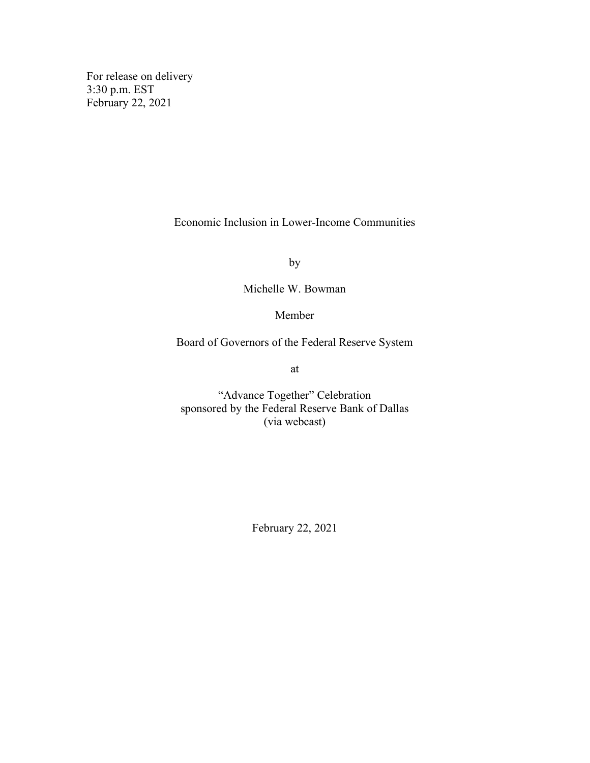For release on delivery
3:30 p.m. EST
February 22, 2021

# Economic Inclusion in Lower-Income Communities

by

Michelle W. Bowman

Member

Board of Governors of the Federal Reserve System

at

"Advance Together" Celebration
sponsored by the Federal Reserve Bank of Dallas
(via webcast)

February 22, 2021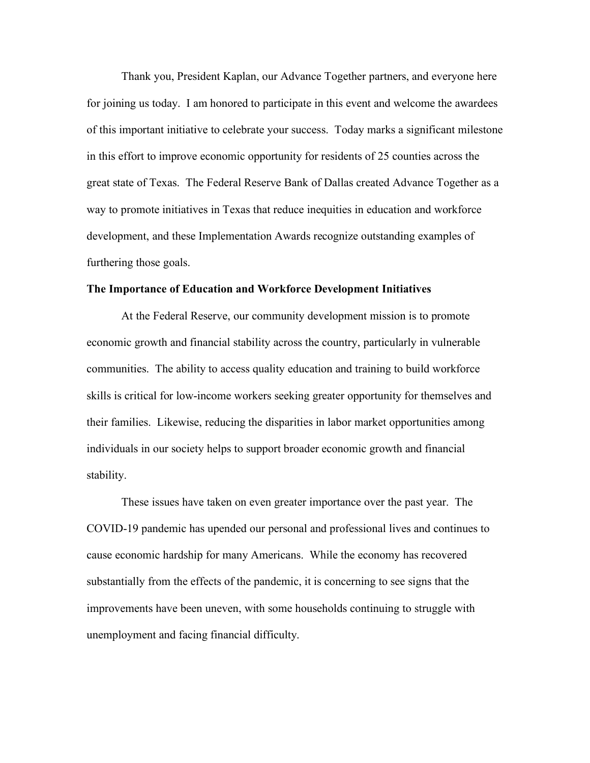Thank you, President Kaplan, our Advance Together partners, and everyone here for joining us today. I am honored to participate in this event and welcome the awardees of this important initiative to celebrate your success. Today marks a significant milestone in this effort to improve economic opportunity for residents of 25 counties across the great state of Texas. The Federal Reserve Bank of Dallas created Advance Together as a way to promote initiatives in Texas that reduce inequities in education and workforce development, and these Implementation Awards recognize outstanding examples of furthering those goals.

**The Importance of Education and Workforce Development Initiatives**

At the Federal Reserve, our community development mission is to promote economic growth and financial stability across the country, particularly in vulnerable communities. The ability to access quality education and training to build workforce skills is critical for low-income workers seeking greater opportunity for themselves and their families. Likewise, reducing the disparities in labor market opportunities among individuals in our society helps to support broader economic growth and financial stability.

These issues have taken on even greater importance over the past year. The COVID-19 pandemic has upended our personal and professional lives and continues to cause economic hardship for many Americans. While the economy has recovered substantially from the effects of the pandemic, it is concerning to see signs that the improvements have been uneven, with some households continuing to struggle with unemployment and facing financial difficulty.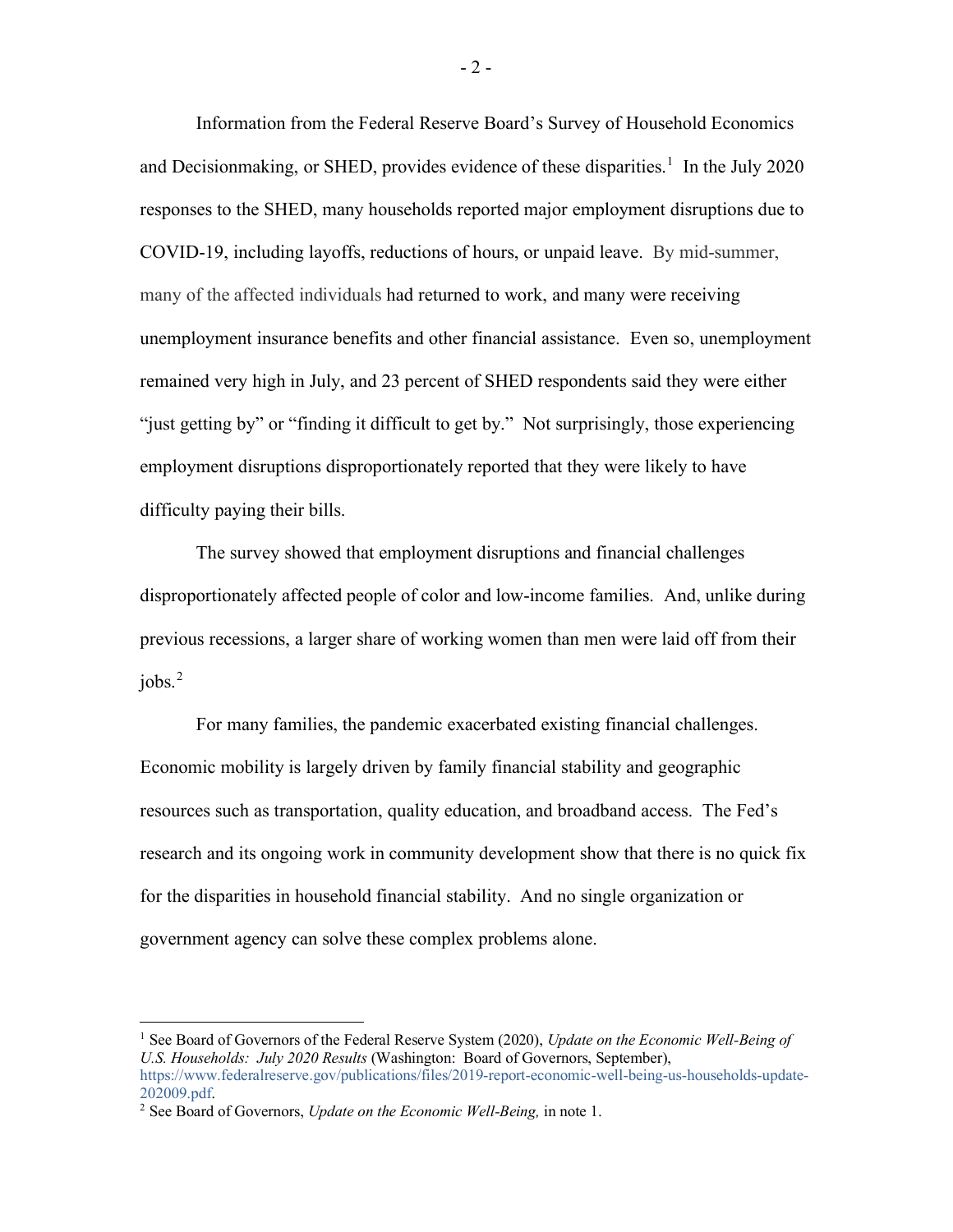Information from the Federal Reserve Board's Survey of Household Economics and Decisionmaking, or SHED, provides evidence of these disparities.[1] In the July 2020 responses to the SHED, many households reported major employment disruptions due to COVID-19, including layoffs, reductions of hours, or unpaid leave. By mid-summer, many of the affected individuals had returned to work, and many were receiving unemployment insurance benefits and other financial assistance. Even so, unemployment remained very high in July, and 23 percent of SHED respondents said they were either "just getting by" or "finding it difficult to get by." Not surprisingly, those experiencing employment disruptions disproportionately reported that they were likely to have difficulty paying their bills.

The survey showed that employment disruptions and financial challenges disproportionately affected people of color and low-income families. And, unlike during previous recessions, a larger share of working women than men were laid off from their jobs.[2]

For many families, the pandemic exacerbated existing financial challenges. Economic mobility is largely driven by family financial stability and geographic resources such as transportation, quality education, and broadband access. The Fed's research and its ongoing work in community development show that there is no quick fix for the disparities in household financial stability. And no single organization or government agency can solve these complex problems alone.

---

[1] See Board of Governors of the Federal Reserve System (2020), *Update on the Economic Well-Being of U.S. Households: July 2020 Results* (Washington: Board of Governors, September), https://www.federalreserve.gov/publications/files/2019-report-economic-well-being-us-households-update-202009.pdf.

[2] See Board of Governors, *Update on the Economic Well-Being,* in note 1.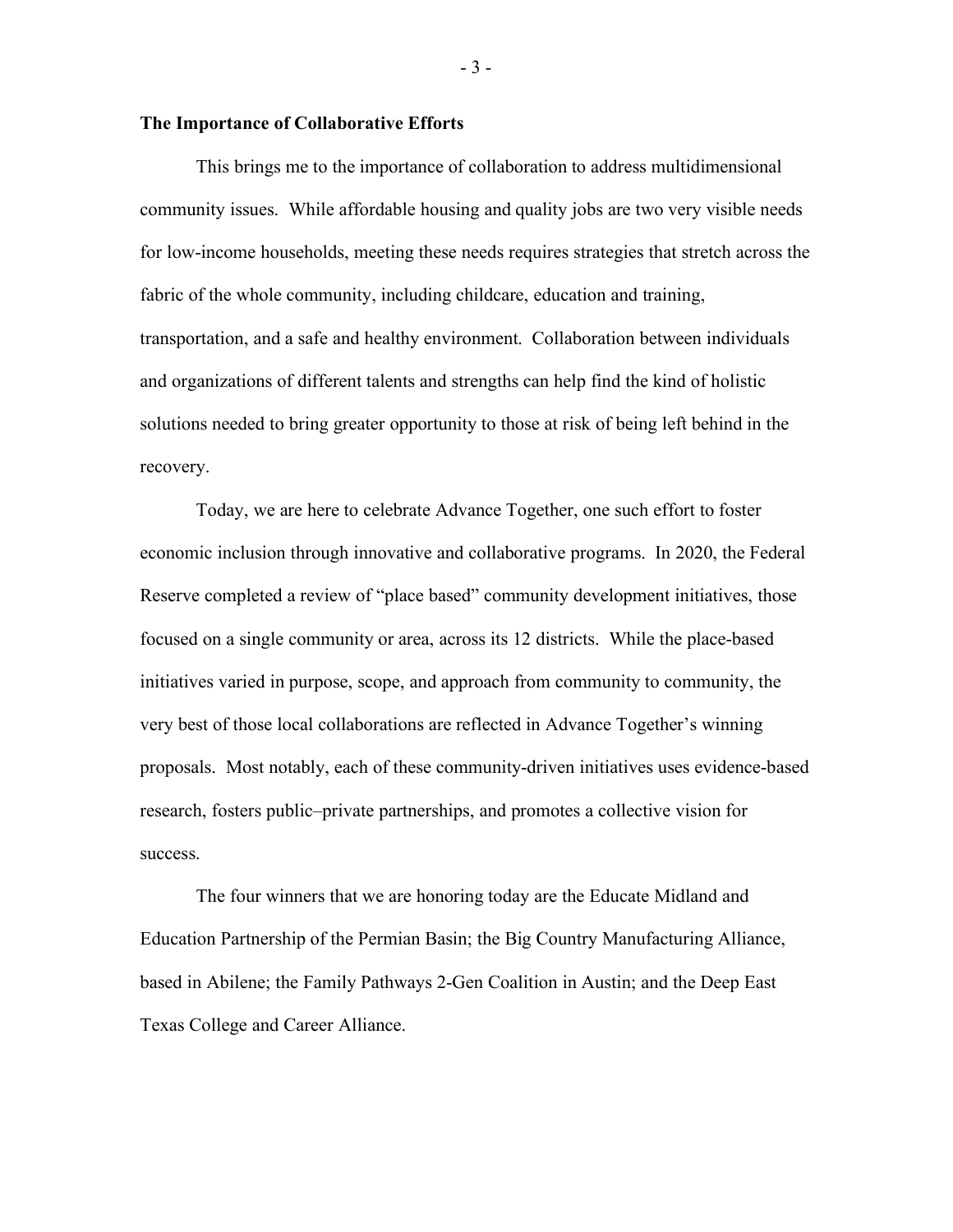## The Importance of Collaborative Efforts

This brings me to the importance of collaboration to address multidimensional community issues. While affordable housing and quality jobs are two very visible needs for low-income households, meeting these needs requires strategies that stretch across the fabric of the whole community, including childcare, education and training, transportation, and a safe and healthy environment. Collaboration between individuals and organizations of different talents and strengths can help find the kind of holistic solutions needed to bring greater opportunity to those at risk of being left behind in the recovery.

Today, we are here to celebrate Advance Together, one such effort to foster economic inclusion through innovative and collaborative programs. In 2020, the Federal Reserve completed a review of "place based" community development initiatives, those focused on a single community or area, across its 12 districts. While the place-based initiatives varied in purpose, scope, and approach from community to community, the very best of those local collaborations are reflected in Advance Together's winning proposals. Most notably, each of these community-driven initiatives uses evidence-based research, fosters public–private partnerships, and promotes a collective vision for success.

The four winners that we are honoring today are the Educate Midland and Education Partnership of the Permian Basin; the Big Country Manufacturing Alliance, based in Abilene; the Family Pathways 2-Gen Coalition in Austin; and the Deep East Texas College and Career Alliance.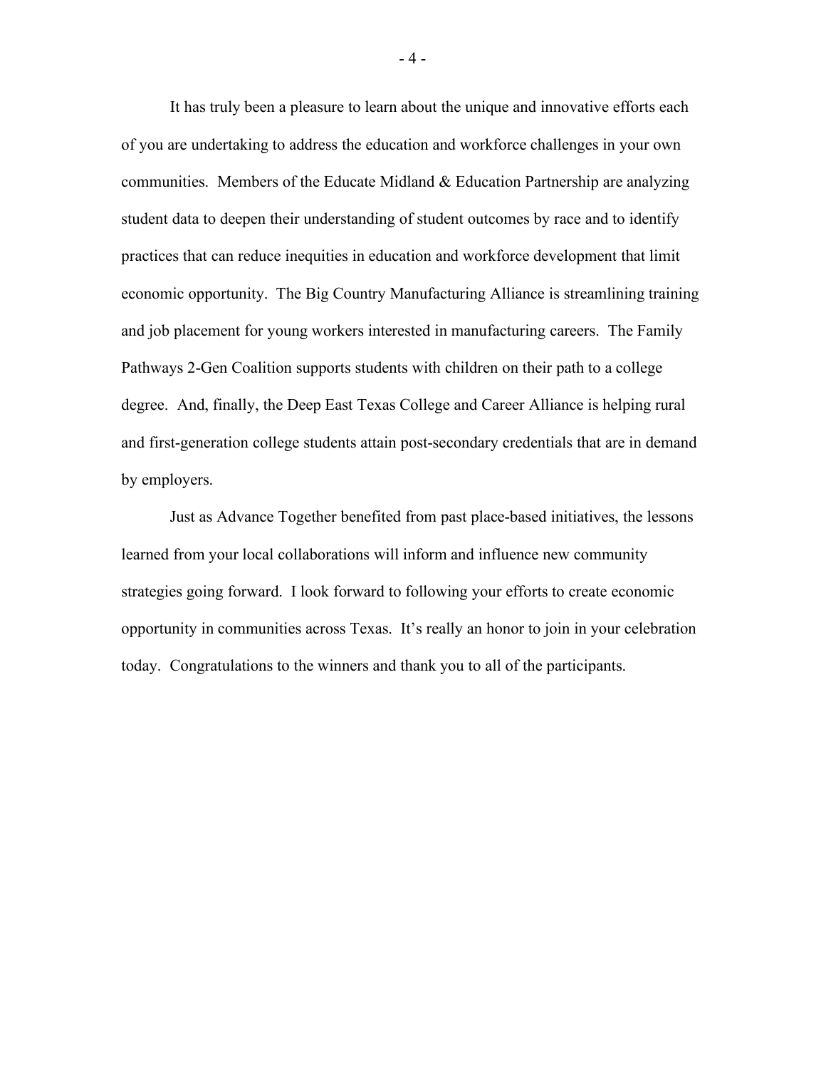It has truly been a pleasure to learn about the unique and innovative efforts each of you are undertaking to address the education and workforce challenges in your own communities. Members of the Educate Midland & Education Partnership are analyzing student data to deepen their understanding of student outcomes by race and to identify practices that can reduce inequities in education and workforce development that limit economic opportunity. The Big Country Manufacturing Alliance is streamlining training and job placement for young workers interested in manufacturing careers. The Family Pathways 2-Gen Coalition supports students with children on their path to a college degree. And, finally, the Deep East Texas College and Career Alliance is helping rural and first-generation college students attain post-secondary credentials that are in demand by employers.

Just as Advance Together benefited from past place-based initiatives, the lessons learned from your local collaborations will inform and influence new community strategies going forward. I look forward to following your efforts to create economic opportunity in communities across Texas. It's really an honor to join in your celebration today. Congratulations to the winners and thank you to all of the participants.